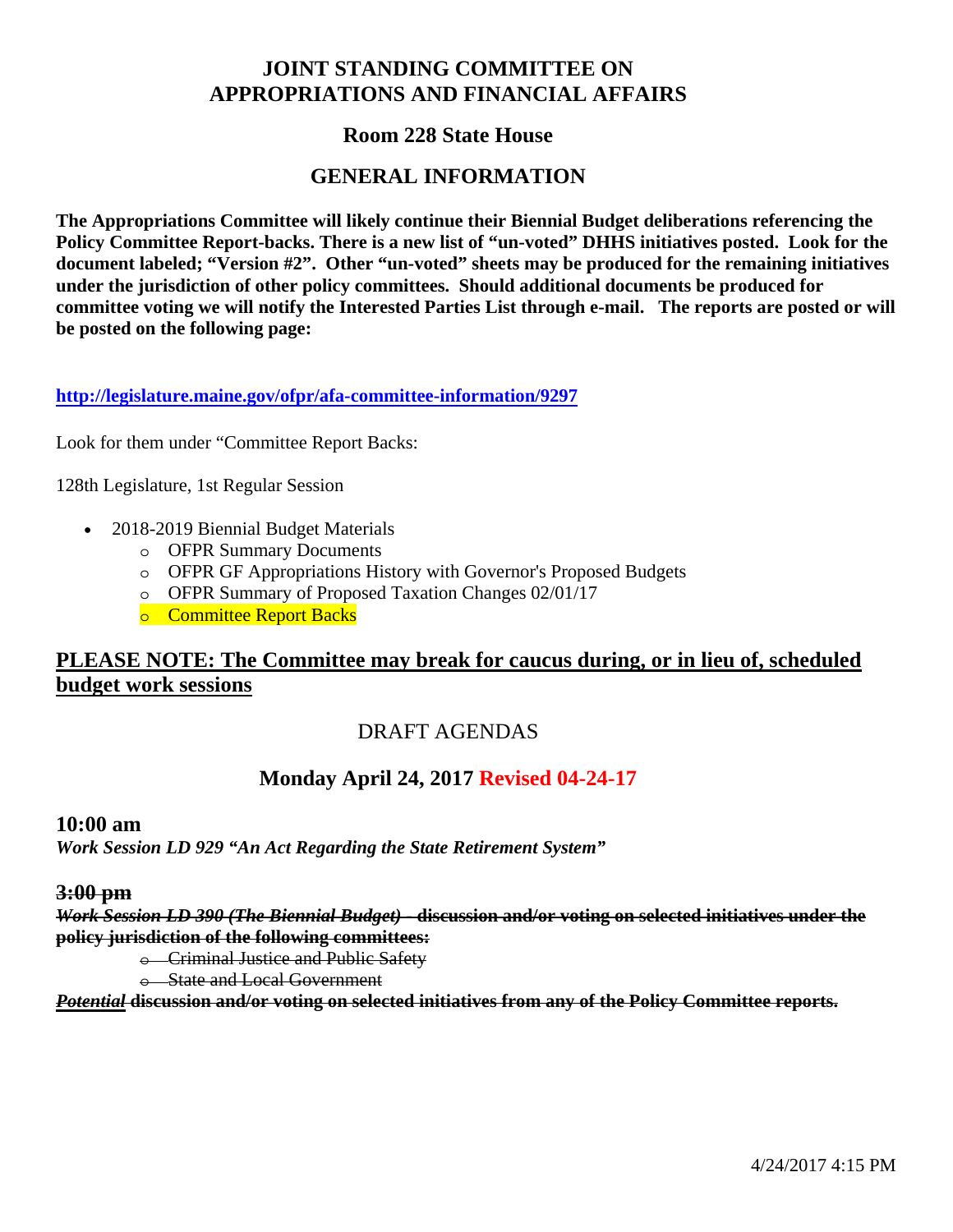# JOINT STANDING COMMITTEE ON APPROPRIATIONS AND FINANCIAL AFFAIRS

## Room 228 State House

## GENERAL INFORMATION

**The Appropriations Committee will likely continue their Biennial Budget deliberations referencing the Policy Committee Report-backs. There is a new list of "un-voted" DHHS initiatives posted. Look for the document labeled; "Version #2". Other "un-voted" sheets may be produced for the remaining initiatives under the jurisdiction of other policy committees. Should additional documents be produced for committee voting we will notify the Interested Parties List through e-mail. The reports are posted or will be posted on the following page:**

**http://legislature.maine.gov/ofpr/afa-committee-information/9297**

Look for them under "Committee Report Backs:

128th Legislature, 1st Regular Session

- 2018-2019 Biennial Budget Materials
  - OFPR Summary Documents
  - OFPR GF Appropriations History with Governor's Proposed Budgets
  - OFPR Summary of Proposed Taxation Changes 02/01/17
  - Committee Report Backs

## PLEASE NOTE: The Committee may break for caucus during, or in lieu of, scheduled budget work sessions

## DRAFT AGENDAS

## Monday April 24, 2017 Revised 04-24-17

### 10:00 am

***Work Session LD 929 "An Act Regarding the State Retirement System"***

### ~~3:00 pm~~

~~***Work Session LD 390 (The Biennial Budget)*** **- discussion and/or voting on selected initiatives under the policy jurisdiction of the following committees:**~~

- ~~Criminal Justice and Public Safety~~
- ~~State and Local Government~~

~~***Potential*** **discussion and/or voting on selected initiatives from any of the Policy Committee reports.**~~

4/24/2017 4:15 PM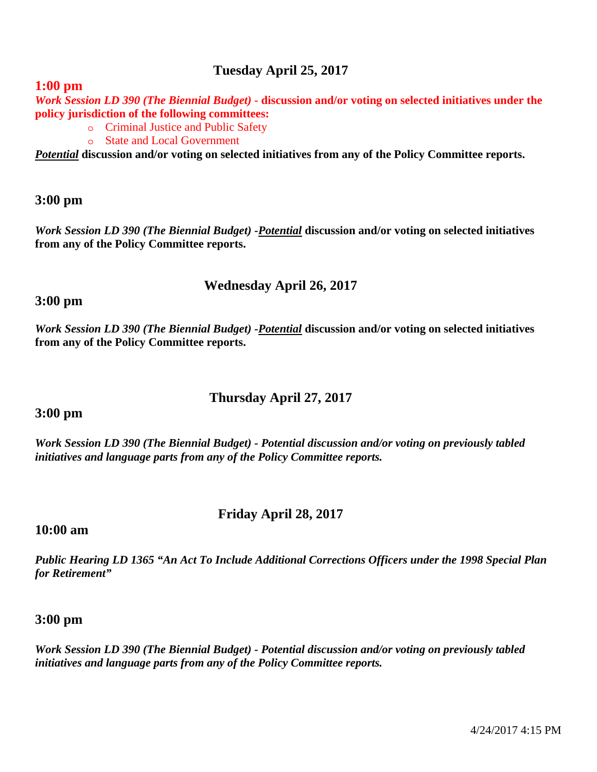## Tuesday April 25, 2017

**1:00 pm**

***Work Session LD 390 (The Biennial Budget)* - discussion and/or voting on selected initiatives under the policy jurisdiction of the following committees:**

- Criminal Justice and Public Safety
- State and Local Government

***Potential* discussion and/or voting on selected initiatives from any of the Policy Committee reports.**

**3:00 pm**

***Work Session LD 390 (The Biennial Budget) -Potential* discussion and/or voting on selected initiatives from any of the Policy Committee reports.**

## Wednesday April 26, 2017

**3:00 pm**

***Work Session LD 390 (The Biennial Budget) -Potential* discussion and/or voting on selected initiatives from any of the Policy Committee reports.**

## Thursday April 27, 2017

**3:00 pm**

***Work Session LD 390 (The Biennial Budget) - Potential discussion and/or voting on previously tabled initiatives and language parts from any of the Policy Committee reports.***

## Friday April 28, 2017

**10:00 am**

***Public Hearing LD 1365 "An Act To Include Additional Corrections Officers under the 1998 Special Plan for Retirement"***

**3:00 pm**

***Work Session LD 390 (The Biennial Budget) - Potential discussion and/or voting on previously tabled initiatives and language parts from any of the Policy Committee reports.***

4/24/2017 4:15 PM